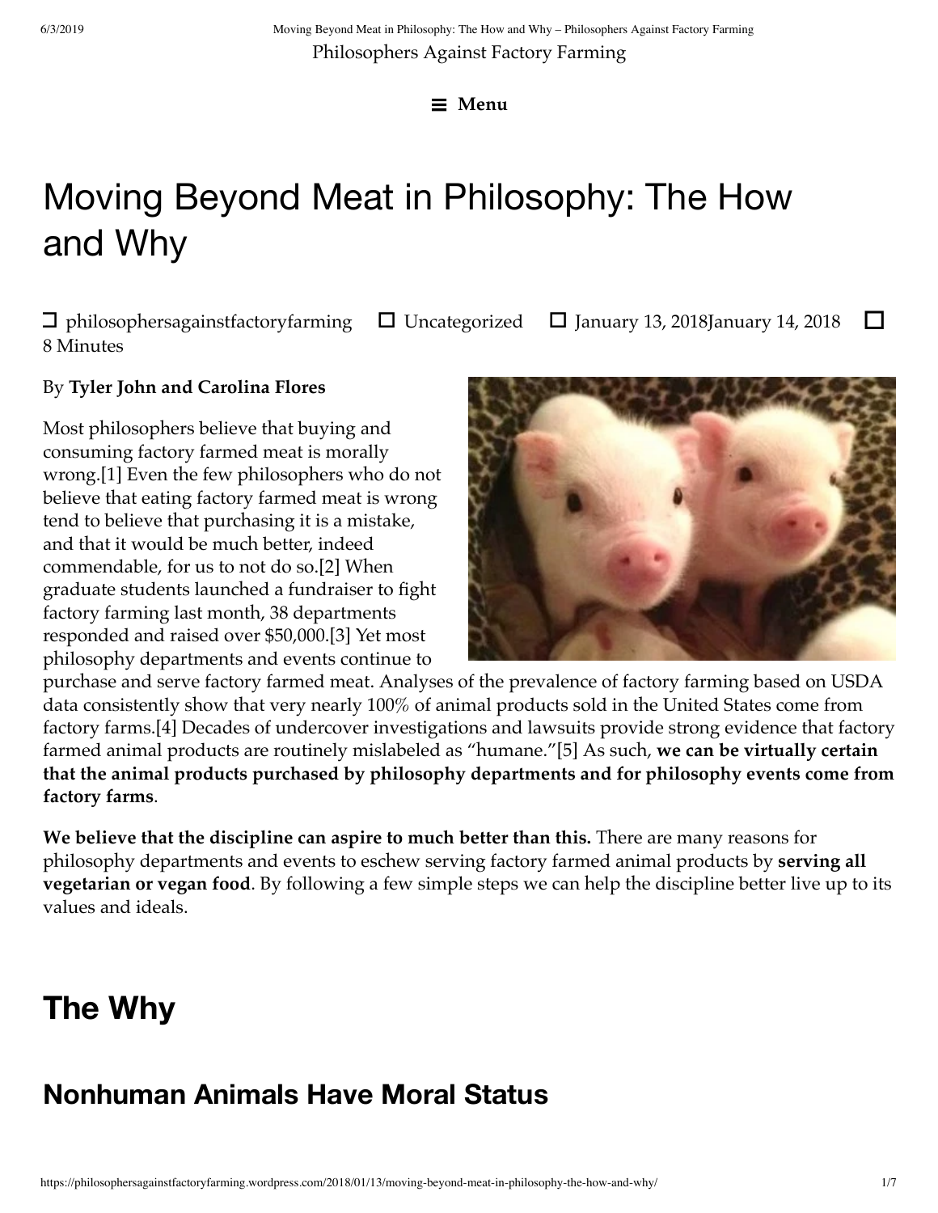Philosophers Against Factory Farming

Menu

# Moving Beyond Meat in Philosophy: The How and Why

philosophersagainstfactoryfarming   Uncategorized   January 13, 2018January 14, 2018   8 Minutes

By **Tyler John and Carolina Flores**

Most philosophers believe that buying and consuming factory farmed meat is morally wrong.[1] Even the few philosophers who do not believe that eating factory farmed meat is wrong tend to believe that purchasing it is a mistake, and that it would be much better, indeed commendable, for us to not do so.[2] When graduate students launched a fundraiser to fight factory farming last month, 38 departments responded and raised over $50,000.[3] Yet most philosophy departments and events continue to purchase and serve factory farmed meat. Analyses of the prevalence of factory farming based on USDA data consistently show that very nearly 100% of animal products sold in the United States come from factory farms.[4] Decades of undercover investigations and lawsuits provide strong evidence that factory farmed animal products are routinely mislabeled as "humane."[5] As such, **we can be virtually certain that the animal products purchased by philosophy departments and for philosophy events come from factory farms**.

**We believe that the discipline can aspire to much better than this.** There are many reasons for philosophy departments and events to eschew serving factory farmed animal products by **serving all vegetarian or vegan food**. By following a few simple steps we can help the discipline better live up to its values and ideals.

# The Why

## Nonhuman Animals Have Moral Status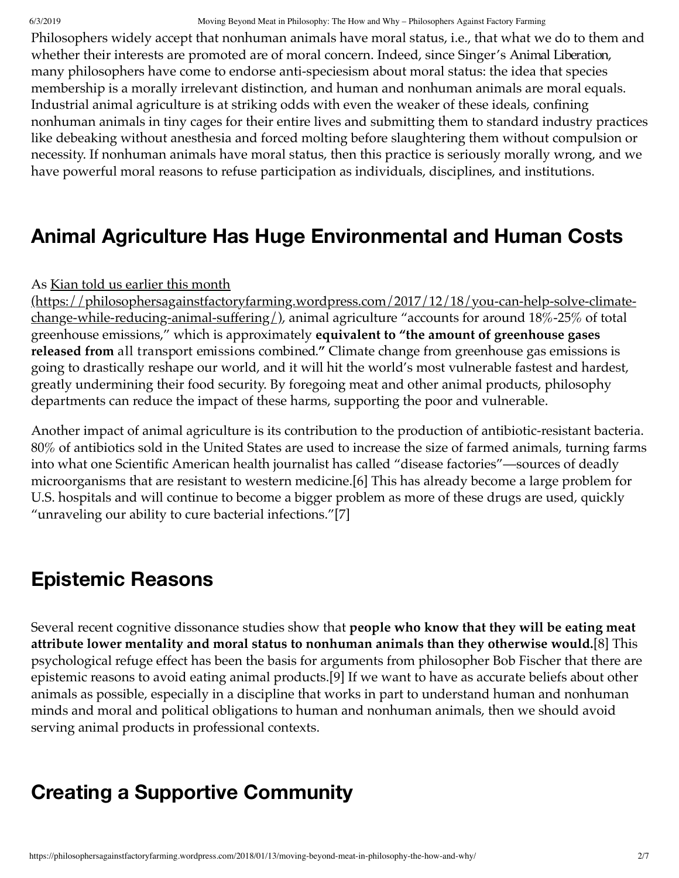Philosophers widely accept that nonhuman animals have moral status, i.e., that what we do to them and whether their interests are promoted are of moral concern. Indeed, since Singer's *Animal Liberation*, many philosophers have come to endorse anti-speciesism about moral status: the idea that species membership is a morally irrelevant distinction, and human and nonhuman animals are moral equals. Industrial animal agriculture is at striking odds with even the weaker of these ideals, confining nonhuman animals in tiny cages for their entire lives and submitting them to standard industry practices like debeaking without anesthesia and forced molting before slaughtering them without compulsion or necessity. If nonhuman animals have moral status, then this practice is seriously morally wrong, and we have powerful moral reasons to refuse participation as individuals, disciplines, and institutions.

## Animal Agriculture Has Huge Environmental and Human Costs

As Kian told us earlier this month (https://philosophersagainstfactoryfarming.wordpress.com/2017/12/18/you-can-help-solve-climate-change-while-reducing-animal-suffering/), animal agriculture "accounts for around 18%-25% of total greenhouse emissions," which is approximately **equivalent to "the amount of greenhouse gases released from** all transport emissions combined**."** Climate change from greenhouse gas emissions is going to drastically reshape our world, and it will hit the world's most vulnerable fastest and hardest, greatly undermining their food security. By foregoing meat and other animal products, philosophy departments can reduce the impact of these harms, supporting the poor and vulnerable.

Another impact of animal agriculture is its contribution to the production of antibiotic-resistant bacteria. 80% of antibiotics sold in the United States are used to increase the size of farmed animals, turning farms into what one Scientific American health journalist has called "disease factories"—sources of deadly microorganisms that are resistant to western medicine.[6] This has already become a large problem for U.S. hospitals and will continue to become a bigger problem as more of these drugs are used, quickly "unraveling our ability to cure bacterial infections."[7]

## Epistemic Reasons

Several recent cognitive dissonance studies show that **people who know that they will be eating meat attribute lower mentality and moral status to nonhuman animals than they otherwise would.**[8] This psychological refuge effect has been the basis for arguments from philosopher Bob Fischer that there are epistemic reasons to avoid eating animal products.[9] If we want to have as accurate beliefs about other animals as possible, especially in a discipline that works in part to understand human and nonhuman minds and moral and political obligations to human and nonhuman animals, then we should avoid serving animal products in professional contexts.

## Creating a Supportive Community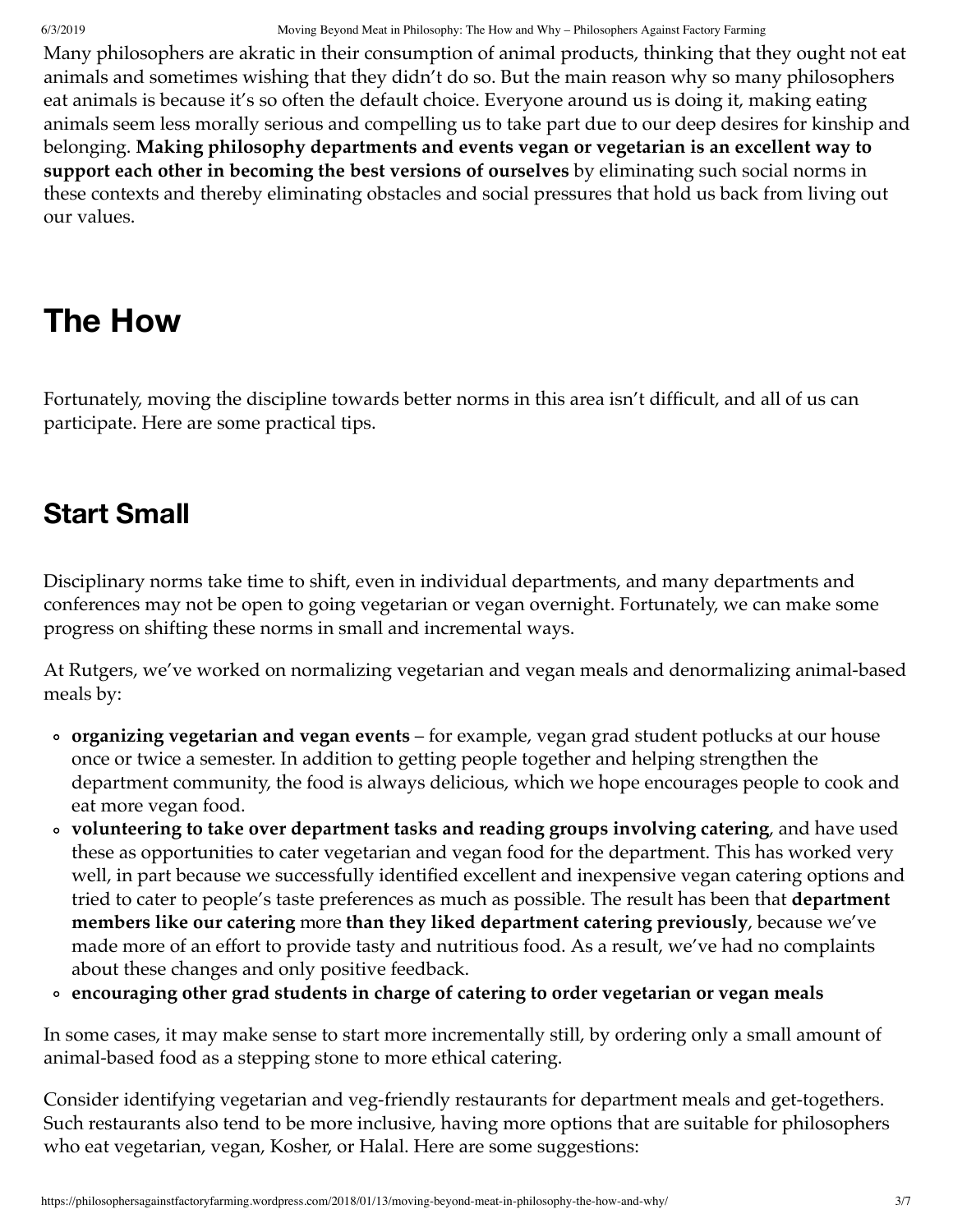Many philosophers are akratic in their consumption of animal products, thinking that they ought not eat animals and sometimes wishing that they didn't do so. But the main reason why so many philosophers eat animals is because it's so often the default choice. Everyone around us is doing it, making eating animals seem less morally serious and compelling us to take part due to our deep desires for kinship and belonging. **Making philosophy departments and events vegan or vegetarian is an excellent way to support each other in becoming the best versions of ourselves** by eliminating such social norms in these contexts and thereby eliminating obstacles and social pressures that hold us back from living out our values.

# The How

Fortunately, moving the discipline towards better norms in this area isn't difficult, and all of us can participate. Here are some practical tips.

## Start Small

Disciplinary norms take time to shift, even in individual departments, and many departments and conferences may not be open to going vegetarian or vegan overnight. Fortunately, we can make some progress on shifting these norms in small and incremental ways.

At Rutgers, we've worked on normalizing vegetarian and vegan meals and denormalizing animal-based meals by:

- **organizing vegetarian and vegan events** – for example, vegan grad student potlucks at our house once or twice a semester. In addition to getting people together and helping strengthen the department community, the food is always delicious, which we hope encourages people to cook and eat more vegan food.
- **volunteering to take over department tasks and reading groups involving catering**, and have used these as opportunities to cater vegetarian and vegan food for the department. This has worked very well, in part because we successfully identified excellent and inexpensive vegan catering options and tried to cater to people's taste preferences as much as possible. The result has been that **department members like our catering** more **than they liked department catering previously**, because we've made more of an effort to provide tasty and nutritious food. As a result, we've had no complaints about these changes and only positive feedback.
- **encouraging other grad students in charge of catering to order vegetarian or vegan meals**

In some cases, it may make sense to start more incrementally still, by ordering only a small amount of animal-based food as a stepping stone to more ethical catering.

Consider identifying vegetarian and veg-friendly restaurants for department meals and get-togethers. Such restaurants also tend to be more inclusive, having more options that are suitable for philosophers who eat vegetarian, vegan, Kosher, or Halal. Here are some suggestions: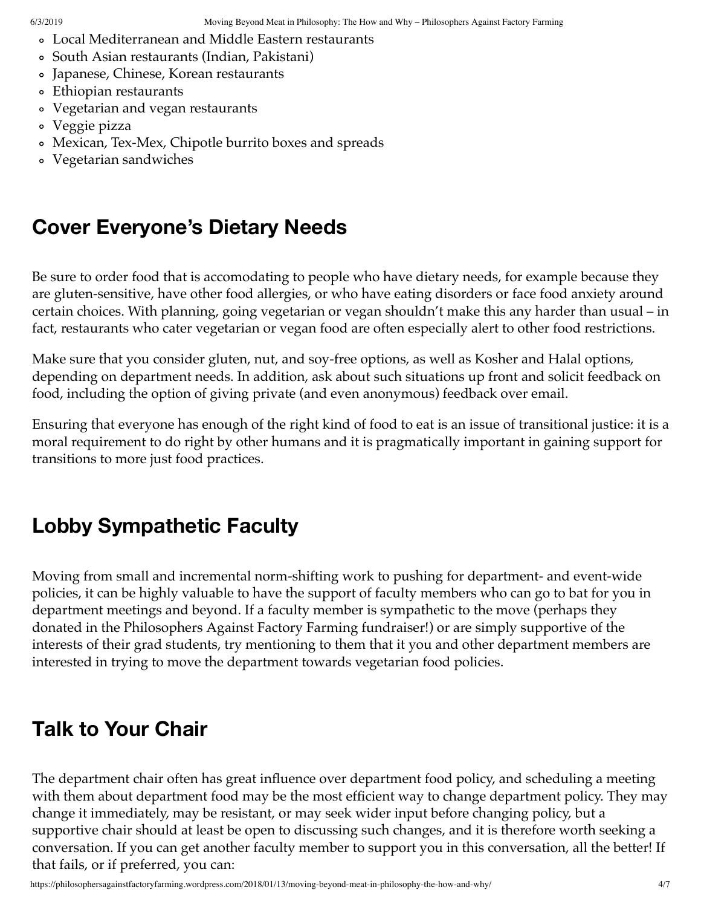- Local Mediterranean and Middle Eastern restaurants
- South Asian restaurants (Indian, Pakistani)
- Japanese, Chinese, Korean restaurants
- Ethiopian restaurants
- Vegetarian and vegan restaurants
- Veggie pizza
- Mexican, Tex-Mex, Chipotle burrito boxes and spreads
- Vegetarian sandwiches

## Cover Everyone's Dietary Needs

Be sure to order food that is accomodating to people who have dietary needs, for example because they are gluten-sensitive, have other food allergies, or who have eating disorders or face food anxiety around certain choices. With planning, going vegetarian or vegan shouldn't make this any harder than usual – in fact, restaurants who cater vegetarian or vegan food are often especially alert to other food restrictions.

Make sure that you consider gluten, nut, and soy-free options, as well as Kosher and Halal options, depending on department needs. In addition, ask about such situations up front and solicit feedback on food, including the option of giving private (and even anonymous) feedback over email.

Ensuring that everyone has enough of the right kind of food to eat is an issue of transitional justice: it is a moral requirement to do right by other humans and it is pragmatically important in gaining support for transitions to more just food practices.

## Lobby Sympathetic Faculty

Moving from small and incremental norm-shifting work to pushing for department- and event-wide policies, it can be highly valuable to have the support of faculty members who can go to bat for you in department meetings and beyond. If a faculty member is sympathetic to the move (perhaps they donated in the Philosophers Against Factory Farming fundraiser!) or are simply supportive of the interests of their grad students, try mentioning to them that it you and other department members are interested in trying to move the department towards vegetarian food policies.

## Talk to Your Chair

The department chair often has great influence over department food policy, and scheduling a meeting with them about department food may be the most efficient way to change department policy. They may change it immediately, may be resistant, or may seek wider input before changing policy, but a supportive chair should at least be open to discussing such changes, and it is therefore worth seeking a conversation. If you can get another faculty member to support you in this conversation, all the better! If that fails, or if preferred, you can: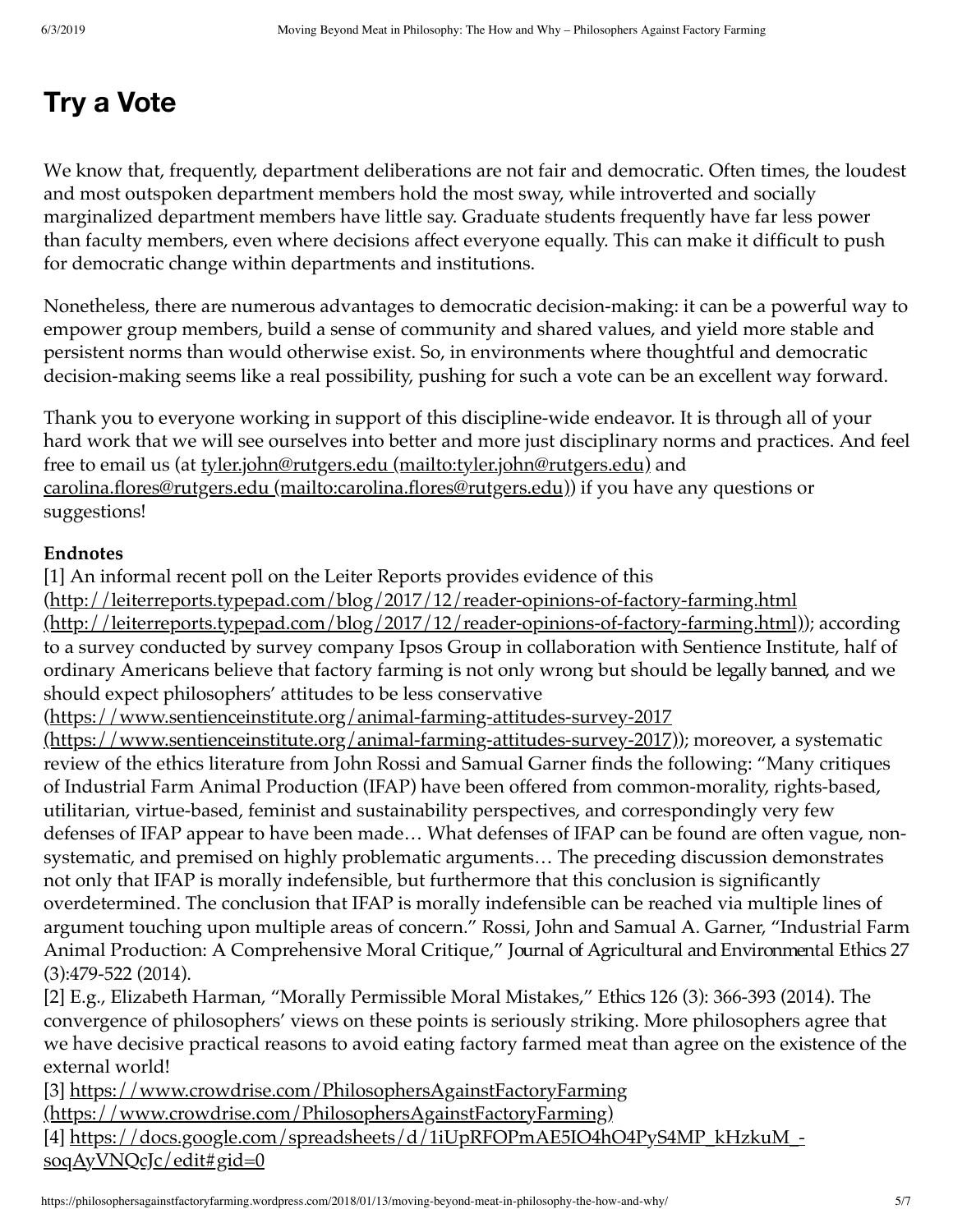# Try a Vote

We know that, frequently, department deliberations are not fair and democratic. Often times, the loudest and most outspoken department members hold the most sway, while introverted and socially marginalized department members have little say. Graduate students frequently have far less power than faculty members, even where decisions affect everyone equally. This can make it difficult to push for democratic change within departments and institutions.

Nonetheless, there are numerous advantages to democratic decision-making: it can be a powerful way to empower group members, build a sense of community and shared values, and yield more stable and persistent norms than would otherwise exist. So, in environments where thoughtful and democratic decision-making seems like a real possibility, pushing for such a vote can be an excellent way forward.

Thank you to everyone working in support of this discipline-wide endeavor. It is through all of your hard work that we will see ourselves into better and more just disciplinary norms and practices. And feel free to email us (at tyler.john@rutgers.edu (mailto:tyler.john@rutgers.edu) and carolina.flores@rutgers.edu (mailto:carolina.flores@rutgers.edu)) if you have any questions or suggestions!

**Endnotes**

[1] An informal recent poll on the Leiter Reports provides evidence of this (http://leiterreports.typepad.com/blog/2017/12/reader-opinions-of-factory-farming.html (http://leiterreports.typepad.com/blog/2017/12/reader-opinions-of-factory-farming.html)); according to a survey conducted by survey company Ipsos Group in collaboration with Sentience Institute, half of ordinary Americans believe that factory farming is not only wrong but should be *legally banned*, and we should expect philosophers' attitudes to be less conservative (https://www.sentienceinstitute.org/animal-farming-attitudes-survey-2017 (https://www.sentienceinstitute.org/animal-farming-attitudes-survey-2017)); moreover, a systematic review of the ethics literature from John Rossi and Samual Garner finds the following: "Many critiques of Industrial Farm Animal Production (IFAP) have been offered from common-morality, rights-based, utilitarian, virtue-based, feminist and sustainability perspectives, and correspondingly very few defenses of IFAP appear to have been made… What defenses of IFAP can be found are often vague, non-systematic, and premised on highly problematic arguments… The preceding discussion demonstrates not only that IFAP is morally indefensible, but furthermore that this conclusion is significantly overdetermined. The conclusion that IFAP is morally indefensible can be reached via multiple lines of argument touching upon multiple areas of concern." Rossi, John and Samual A. Garner, "Industrial Farm Animal Production: A Comprehensive Moral Critique," *Journal of Agricultural and Environmental Ethics* 27 (3):479-522 (2014).

[2] E.g., Elizabeth Harman, "Morally Permissible Moral Mistakes," *Ethics* 126 (3): 366-393 (2014). The convergence of philosophers' views on these points is seriously striking. More philosophers agree that we have decisive practical reasons to avoid eating factory farmed meat than agree on the existence of the external world!

[3] https://www.crowdrise.com/PhilosophersAgainstFactoryFarming (https://www.crowdrise.com/PhilosophersAgainstFactoryFarming)

[4] https://docs.google.com/spreadsheets/d/1iUpRFOPmAE5IO4hO4PyS4MP_kHzkuM_-soqAyVNQcJc/edit#gid=0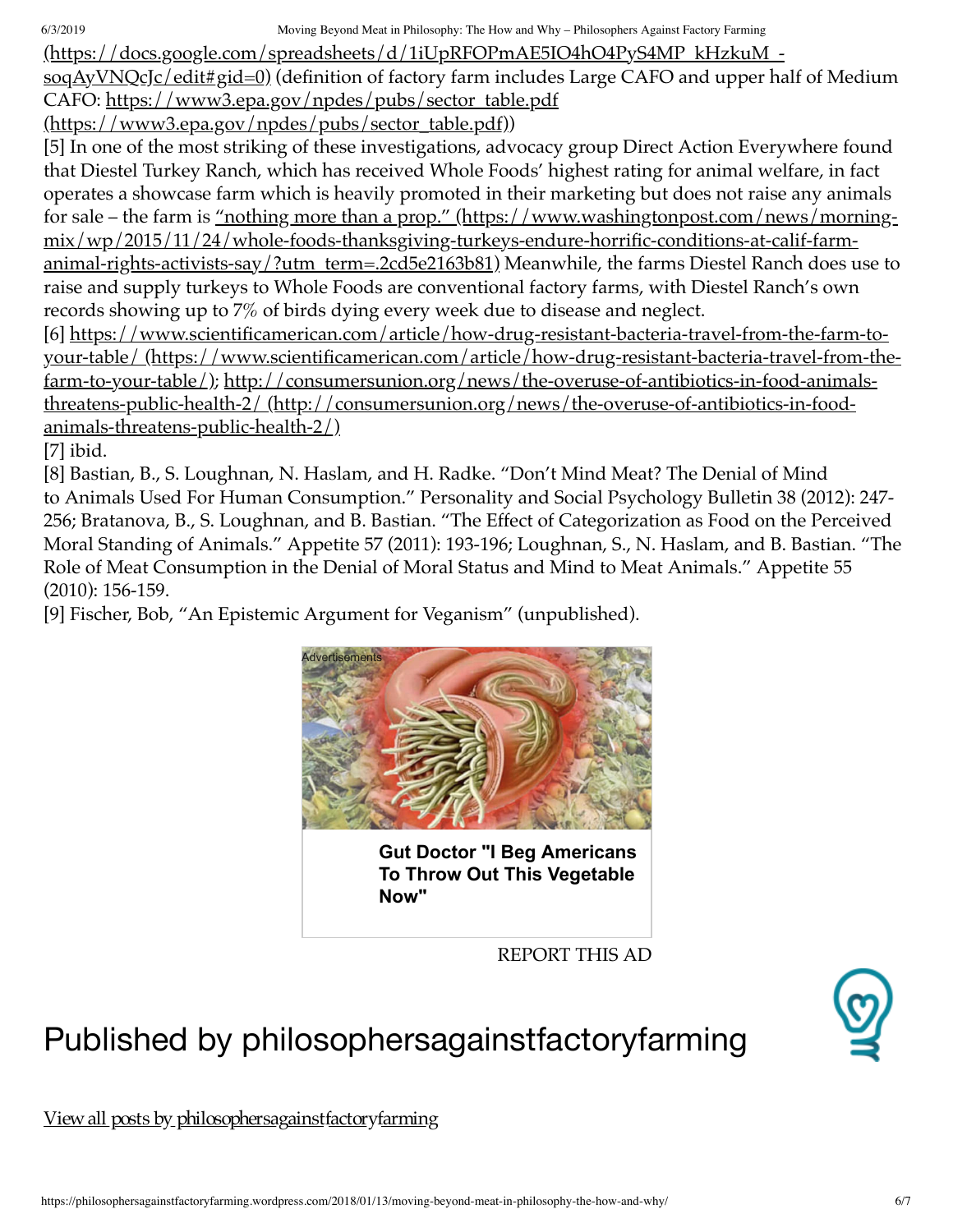(https://docs.google.com/spreadsheets/d/1iUpRFOPmAE5IO4hO4PyS4MP_kHzkuM_-soqAyVNQcJc/edit#gid=0) (definition of factory farm includes Large CAFO and upper half of Medium CAFO: https://www3.epa.gov/npdes/pubs/sector_table.pdf (https://www3.epa.gov/npdes/pubs/sector_table.pdf))

[5] In one of the most striking of these investigations, advocacy group Direct Action Everywhere found that Diestel Turkey Ranch, which has received Whole Foods' highest rating for animal welfare, in fact operates a showcase farm which is heavily promoted in their marketing but does not raise any animals for sale – the farm is "nothing more than a prop." (https://www.washingtonpost.com/news/morning-mix/wp/2015/11/24/whole-foods-thanksgiving-turkeys-endure-horrific-conditions-at-calif-farm-animal-rights-activists-say/?utm_term=.2cd5e2163b81) Meanwhile, the farms Diestel Ranch does use to raise and supply turkeys to Whole Foods are conventional factory farms, with Diestel Ranch's own records showing up to 7% of birds dying every week due to disease and neglect.

[6] https://www.scientificamerican.com/article/how-drug-resistant-bacteria-travel-from-the-farm-to-your-table/ (https://www.scientificamerican.com/article/how-drug-resistant-bacteria-travel-from-the-farm-to-your-table/); http://consumersunion.org/news/the-overuse-of-antibiotics-in-food-animals-threatens-public-health-2/ (http://consumersunion.org/news/the-overuse-of-antibiotics-in-food-animals-threatens-public-health-2/)

[7] ibid.

[8] Bastian, B., S. Loughnan, N. Haslam, and H. Radke. "Don't Mind Meat? The Denial of Mind to Animals Used For Human Consumption." Personality and Social Psychology Bulletin 38 (2012): 247-256; Bratanova, B., S. Loughnan, and B. Bastian. "The Effect of Categorization as Food on the Perceived Moral Standing of Animals." Appetite 57 (2011): 193-196; Loughnan, S., N. Haslam, and B. Bastian. "The Role of Meat Consumption in the Denial of Moral Status and Mind to Meat Animals." Appetite 55 (2010): 156-159.

[9] Fischer, Bob, "An Epistemic Argument for Veganism" (unpublished).

## Published by philosophersagainstfactoryfarming

View all posts by philosophersagainstfactoryfarming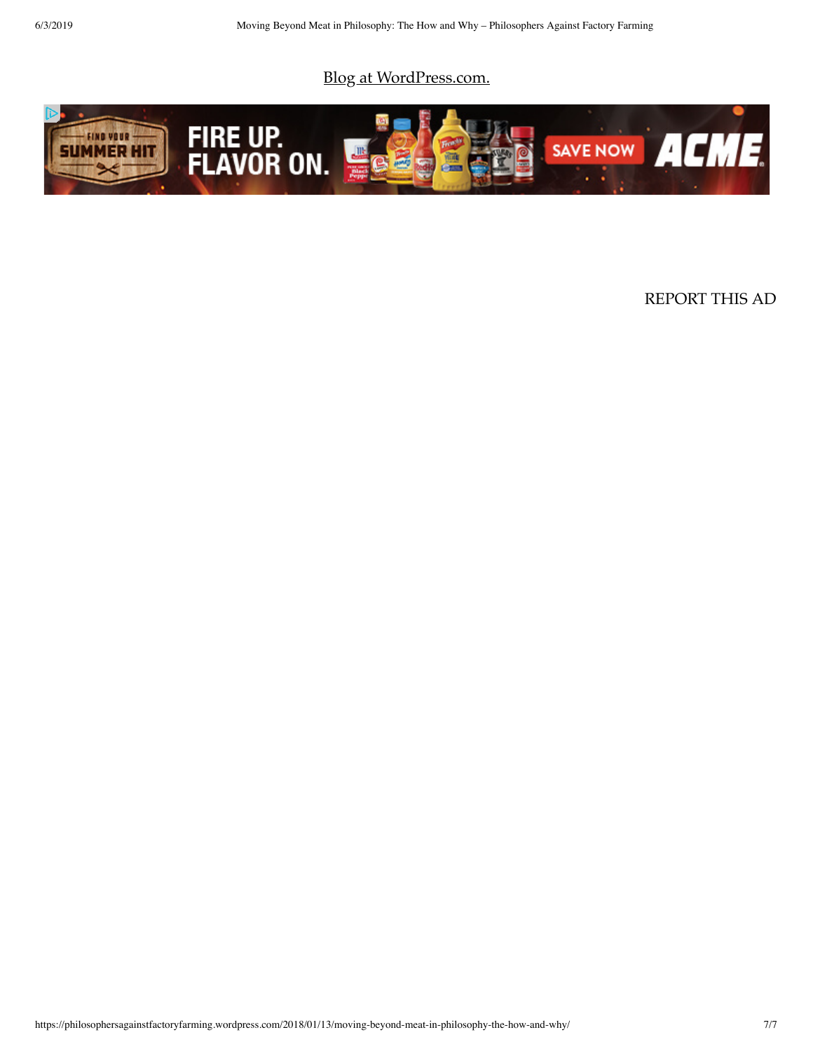Blog at WordPress.com.

REPORT THIS AD